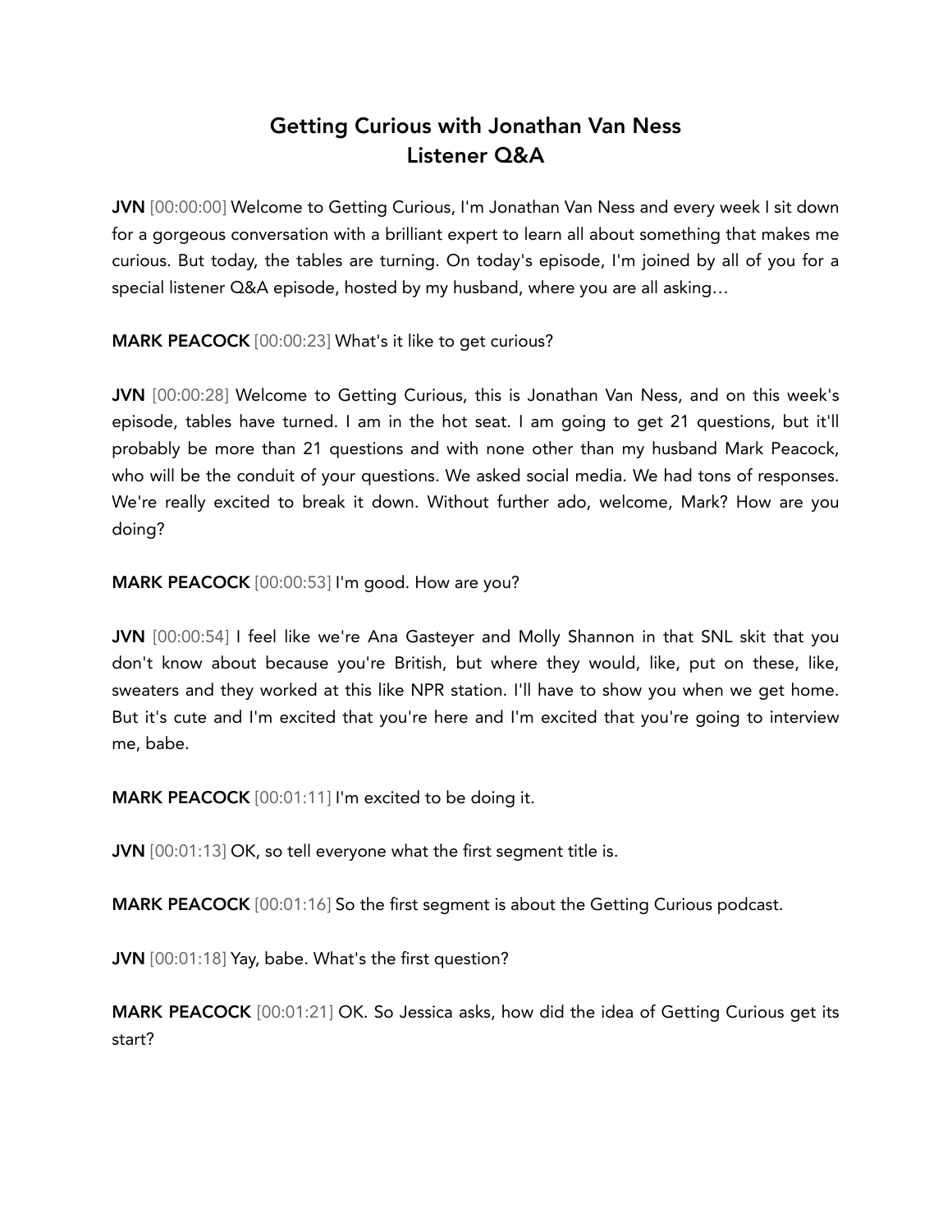# Getting Curious with Jonathan Van Ness
## Listener Q&A

**JVN** [00:00:00] Welcome to Getting Curious, I'm Jonathan Van Ness and every week I sit down for a gorgeous conversation with a brilliant expert to learn all about something that makes me curious. But today, the tables are turning. On today's episode, I'm joined by all of you for a special listener Q&A episode, hosted by my husband, where you are all asking…

**MARK PEACOCK** [00:00:23] What's it like to get curious?

**JVN** [00:00:28] Welcome to Getting Curious, this is Jonathan Van Ness, and on this week's episode, tables have turned. I am in the hot seat. I am going to get 21 questions, but it'll probably be more than 21 questions and with none other than my husband Mark Peacock, who will be the conduit of your questions. We asked social media. We had tons of responses. We're really excited to break it down. Without further ado, welcome, Mark? How are you doing?

**MARK PEACOCK** [00:00:53] I'm good. How are you?

**JVN** [00:00:54] I feel like we're Ana Gasteyer and Molly Shannon in that SNL skit that you don't know about because you're British, but where they would, like, put on these, like, sweaters and they worked at this like NPR station. I'll have to show you when we get home. But it's cute and I'm excited that you're here and I'm excited that you're going to interview me, babe.

**MARK PEACOCK** [00:01:11] I'm excited to be doing it.

**JVN** [00:01:13] OK, so tell everyone what the first segment title is.

**MARK PEACOCK** [00:01:16] So the first segment is about the Getting Curious podcast.

**JVN** [00:01:18] Yay, babe. What's the first question?

**MARK PEACOCK** [00:01:21] OK. So Jessica asks, how did the idea of Getting Curious get its start?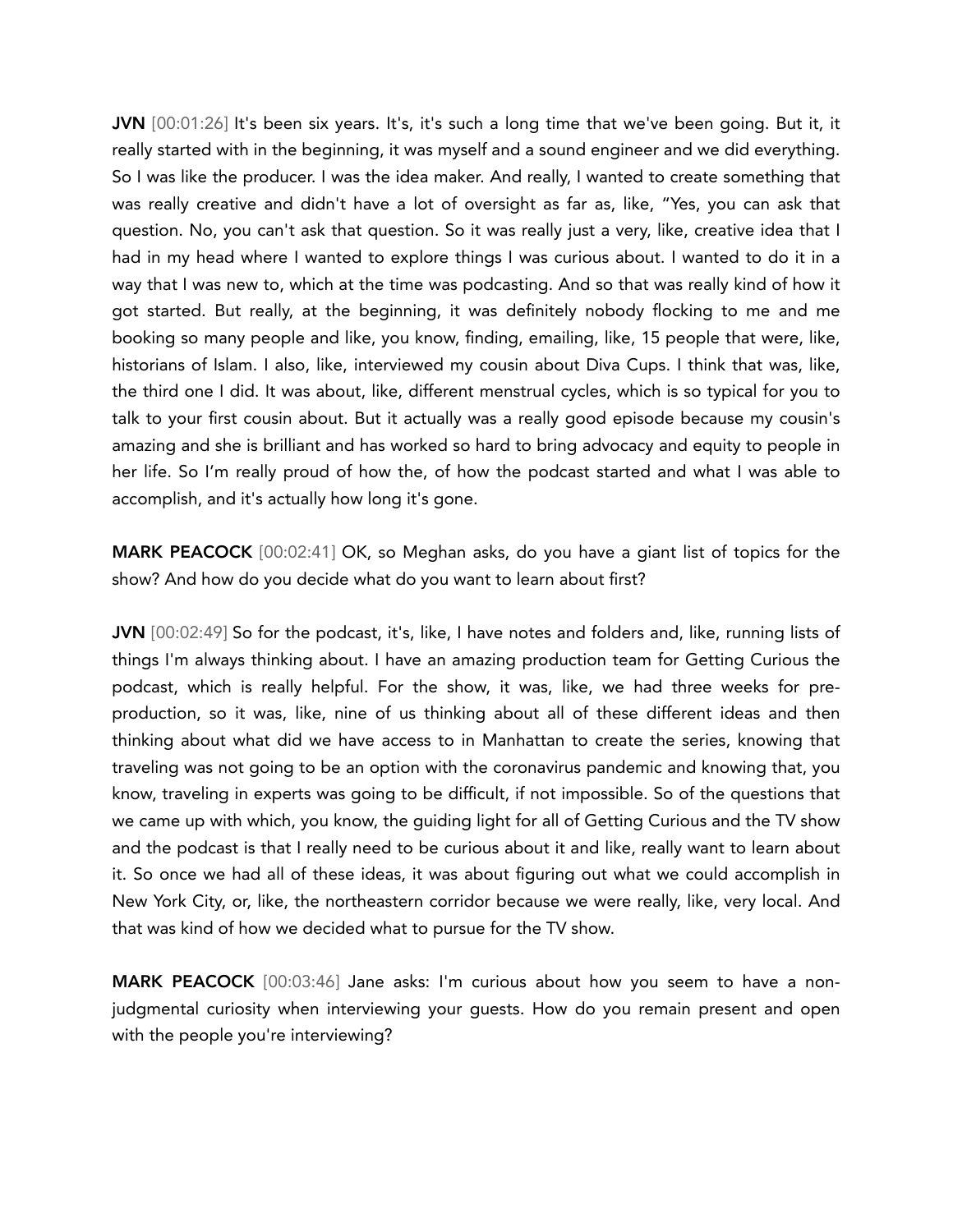**JVN** [00:01:26] It's been six years. It's, it's such a long time that we've been going. But it, it really started with in the beginning, it was myself and a sound engineer and we did everything. So I was like the producer. I was the idea maker. And really, I wanted to create something that was really creative and didn't have a lot of oversight as far as, like, "Yes, you can ask that question. No, you can't ask that question. So it was really just a very, like, creative idea that I had in my head where I wanted to explore things I was curious about. I wanted to do it in a way that I was new to, which at the time was podcasting. And so that was really kind of how it got started. But really, at the beginning, it was definitely nobody flocking to me and me booking so many people and like, you know, finding, emailing, like, 15 people that were, like, historians of Islam. I also, like, interviewed my cousin about Diva Cups. I think that was, like, the third one I did. It was about, like, different menstrual cycles, which is so typical for you to talk to your first cousin about. But it actually was a really good episode because my cousin's amazing and she is brilliant and has worked so hard to bring advocacy and equity to people in her life. So I'm really proud of how the, of how the podcast started and what I was able to accomplish, and it's actually how long it's gone.

**MARK PEACOCK** [00:02:41] OK, so Meghan asks, do you have a giant list of topics for the show? And how do you decide what do you want to learn about first?

**JVN** [00:02:49] So for the podcast, it's, like, I have notes and folders and, like, running lists of things I'm always thinking about. I have an amazing production team for Getting Curious the podcast, which is really helpful. For the show, it was, like, we had three weeks for pre-production, so it was, like, nine of us thinking about all of these different ideas and then thinking about what did we have access to in Manhattan to create the series, knowing that traveling was not going to be an option with the coronavirus pandemic and knowing that, you know, traveling in experts was going to be difficult, if not impossible. So of the questions that we came up with which, you know, the guiding light for all of Getting Curious and the TV show and the podcast is that I really need to be curious about it and like, really want to learn about it. So once we had all of these ideas, it was about figuring out what we could accomplish in New York City, or, like, the northeastern corridor because we were really, like, very local. And that was kind of how we decided what to pursue for the TV show.

**MARK PEACOCK** [00:03:46] Jane asks: I'm curious about how you seem to have a non-judgmental curiosity when interviewing your guests. How do you remain present and open with the people you're interviewing?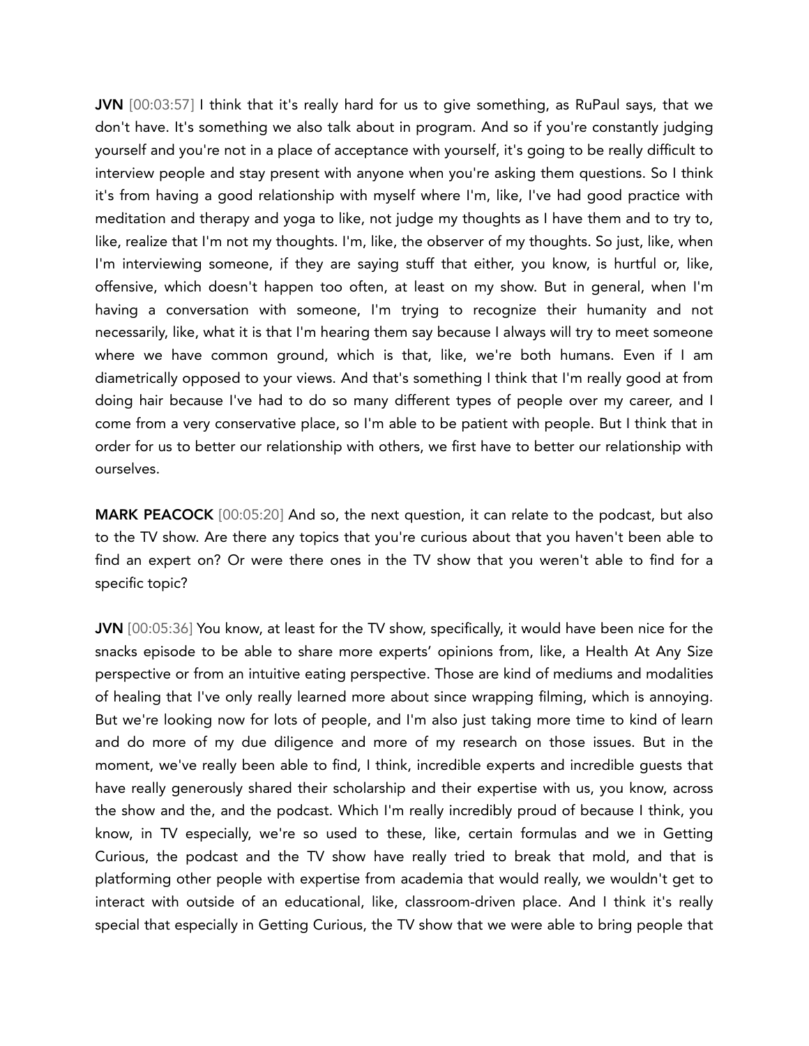**JVN** [00:03:57] I think that it's really hard for us to give something, as RuPaul says, that we don't have. It's something we also talk about in program. And so if you're constantly judging yourself and you're not in a place of acceptance with yourself, it's going to be really difficult to interview people and stay present with anyone when you're asking them questions. So I think it's from having a good relationship with myself where I'm, like, I've had good practice with meditation and therapy and yoga to like, not judge my thoughts as I have them and to try to, like, realize that I'm not my thoughts. I'm, like, the observer of my thoughts. So just, like, when I'm interviewing someone, if they are saying stuff that either, you know, is hurtful or, like, offensive, which doesn't happen too often, at least on my show. But in general, when I'm having a conversation with someone, I'm trying to recognize their humanity and not necessarily, like, what it is that I'm hearing them say because I always will try to meet someone where we have common ground, which is that, like, we're both humans. Even if I am diametrically opposed to your views. And that's something I think that I'm really good at from doing hair because I've had to do so many different types of people over my career, and I come from a very conservative place, so I'm able to be patient with people. But I think that in order for us to better our relationship with others, we first have to better our relationship with ourselves.

**MARK PEACOCK** [00:05:20] And so, the next question, it can relate to the podcast, but also to the TV show. Are there any topics that you're curious about that you haven't been able to find an expert on? Or were there ones in the TV show that you weren't able to find for a specific topic?

**JVN** [00:05:36] You know, at least for the TV show, specifically, it would have been nice for the snacks episode to be able to share more experts' opinions from, like, a Health At Any Size perspective or from an intuitive eating perspective. Those are kind of mediums and modalities of healing that I've only really learned more about since wrapping filming, which is annoying. But we're looking now for lots of people, and I'm also just taking more time to kind of learn and do more of my due diligence and more of my research on those issues. But in the moment, we've really been able to find, I think, incredible experts and incredible guests that have really generously shared their scholarship and their expertise with us, you know, across the show and the, and the podcast. Which I'm really incredibly proud of because I think, you know, in TV especially, we're so used to these, like, certain formulas and we in Getting Curious, the podcast and the TV show have really tried to break that mold, and that is platforming other people with expertise from academia that would really, we wouldn't get to interact with outside of an educational, like, classroom-driven place. And I think it's really special that especially in Getting Curious, the TV show that we were able to bring people that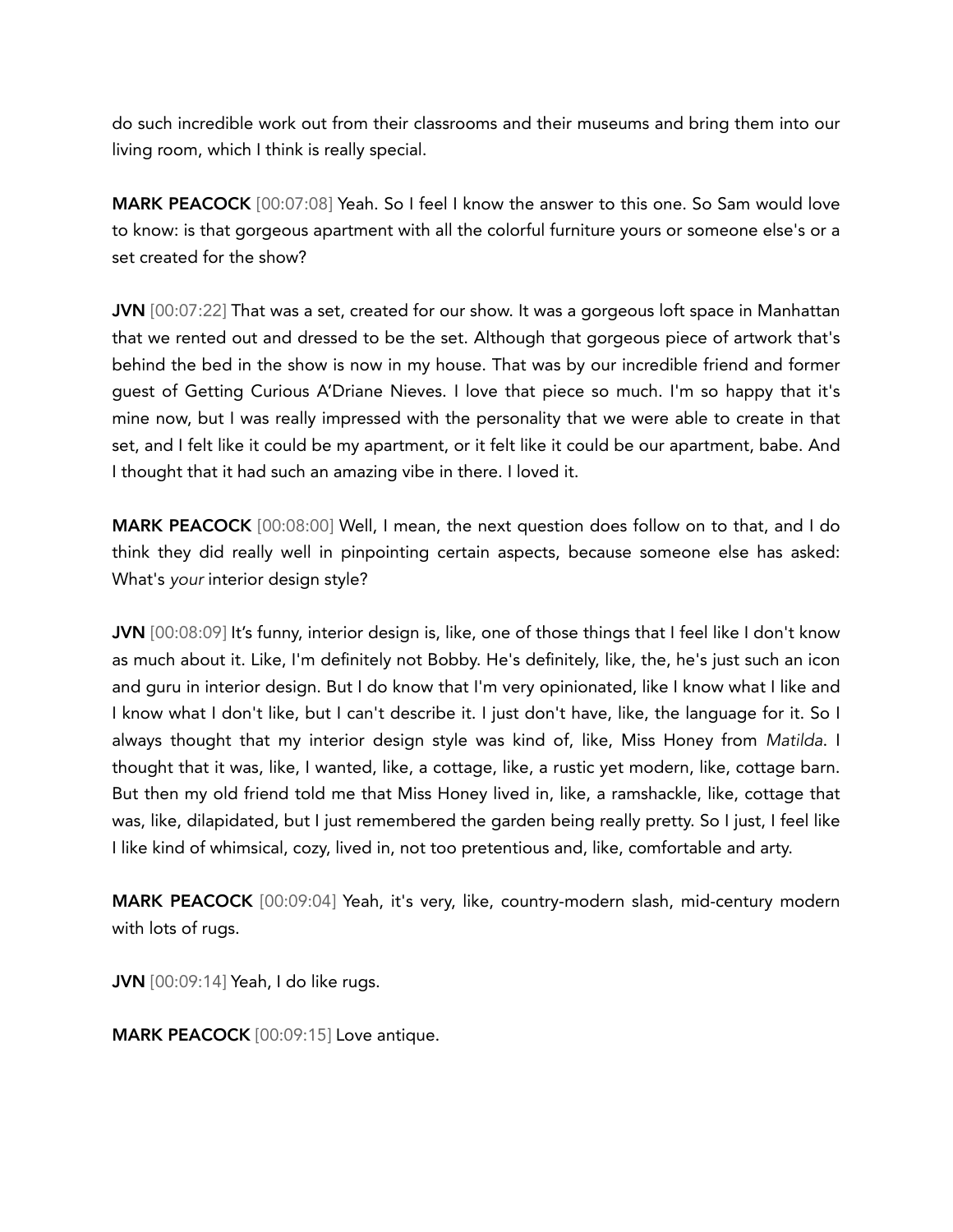do such incredible work out from their classrooms and their museums and bring them into our living room, which I think is really special.

**MARK PEACOCK** [00:07:08] Yeah. So I feel I know the answer to this one. So Sam would love to know: is that gorgeous apartment with all the colorful furniture yours or someone else's or a set created for the show?

**JVN** [00:07:22] That was a set, created for our show. It was a gorgeous loft space in Manhattan that we rented out and dressed to be the set. Although that gorgeous piece of artwork that's behind the bed in the show is now in my house. That was by our incredible friend and former guest of Getting Curious A'Driane Nieves. I love that piece so much. I'm so happy that it's mine now, but I was really impressed with the personality that we were able to create in that set, and I felt like it could be my apartment, or it felt like it could be our apartment, babe. And I thought that it had such an amazing vibe in there. I loved it.

**MARK PEACOCK** [00:08:00] Well, I mean, the next question does follow on to that, and I do think they did really well in pinpointing certain aspects, because someone else has asked: What's *your* interior design style?

**JVN** [00:08:09] It's funny, interior design is, like, one of those things that I feel like I don't know as much about it. Like, I'm definitely not Bobby. He's definitely, like, the, he's just such an icon and guru in interior design. But I do know that I'm very opinionated, like I know what I like and I know what I don't like, but I can't describe it. I just don't have, like, the language for it. So I always thought that my interior design style was kind of, like, Miss Honey from *Matilda*. I thought that it was, like, I wanted, like, a cottage, like, a rustic yet modern, like, cottage barn. But then my old friend told me that Miss Honey lived in, like, a ramshackle, like, cottage that was, like, dilapidated, but I just remembered the garden being really pretty. So I just, I feel like I like kind of whimsical, cozy, lived in, not too pretentious and, like, comfortable and arty.

**MARK PEACOCK** [00:09:04] Yeah, it's very, like, country-modern slash, mid-century modern with lots of rugs.

**JVN** [00:09:14] Yeah, I do like rugs.

**MARK PEACOCK** [00:09:15] Love antique.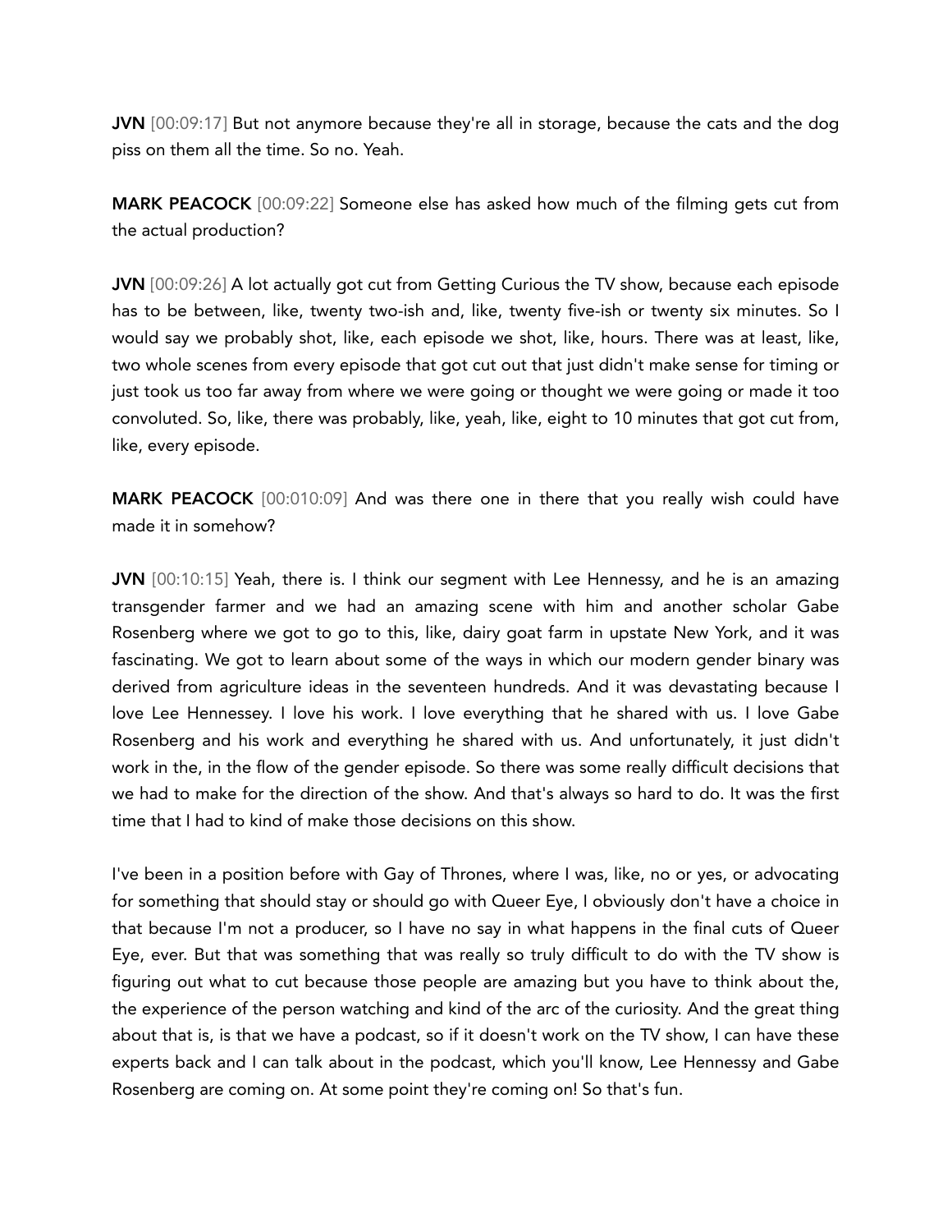**JVN** [00:09:17] But not anymore because they're all in storage, because the cats and the dog piss on them all the time. So no. Yeah.

**MARK PEACOCK** [00:09:22] Someone else has asked how much of the filming gets cut from the actual production?

**JVN** [00:09:26] A lot actually got cut from Getting Curious the TV show, because each episode has to be between, like, twenty two-ish and, like, twenty five-ish or twenty six minutes. So I would say we probably shot, like, each episode we shot, like, hours. There was at least, like, two whole scenes from every episode that got cut out that just didn't make sense for timing or just took us too far away from where we were going or thought we were going or made it too convoluted. So, like, there was probably, like, yeah, like, eight to 10 minutes that got cut from, like, every episode.

**MARK PEACOCK** [00:010:09] And was there one in there that you really wish could have made it in somehow?

**JVN** [00:10:15] Yeah, there is. I think our segment with Lee Hennessy, and he is an amazing transgender farmer and we had an amazing scene with him and another scholar Gabe Rosenberg where we got to go to this, like, dairy goat farm in upstate New York, and it was fascinating. We got to learn about some of the ways in which our modern gender binary was derived from agriculture ideas in the seventeen hundreds. And it was devastating because I love Lee Hennessey. I love his work. I love everything that he shared with us. I love Gabe Rosenberg and his work and everything he shared with us. And unfortunately, it just didn't work in the, in the flow of the gender episode. So there was some really difficult decisions that we had to make for the direction of the show. And that's always so hard to do. It was the first time that I had to kind of make those decisions on this show.

I've been in a position before with Gay of Thrones, where I was, like, no or yes, or advocating for something that should stay or should go with Queer Eye, I obviously don't have a choice in that because I'm not a producer, so I have no say in what happens in the final cuts of Queer Eye, ever. But that was something that was really so truly difficult to do with the TV show is figuring out what to cut because those people are amazing but you have to think about the, the experience of the person watching and kind of the arc of the curiosity. And the great thing about that is, is that we have a podcast, so if it doesn't work on the TV show, I can have these experts back and I can talk about in the podcast, which you'll know, Lee Hennessy and Gabe Rosenberg are coming on. At some point they're coming on! So that's fun.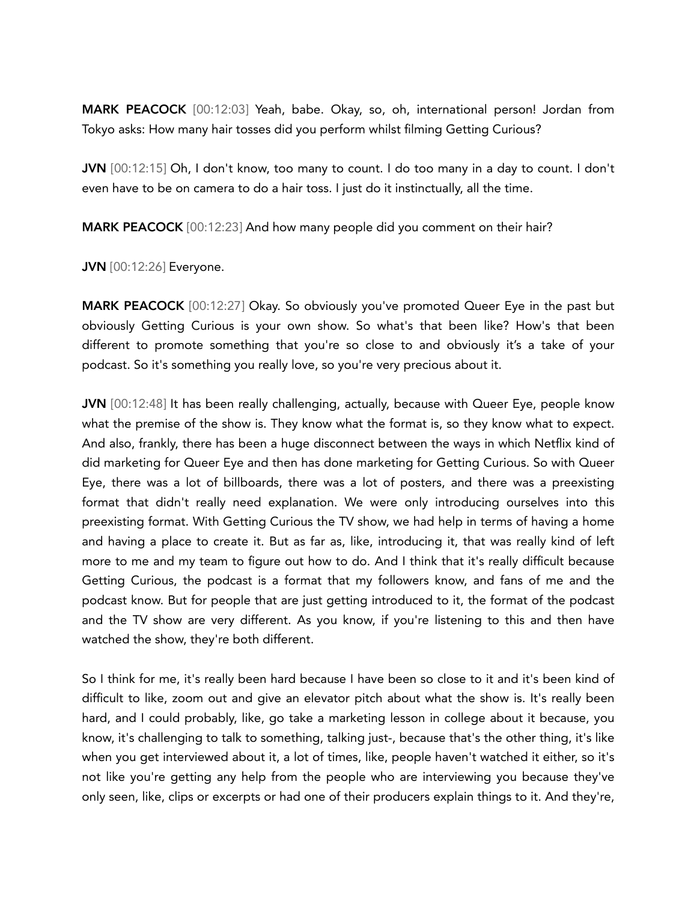**MARK PEACOCK** [00:12:03] Yeah, babe. Okay, so, oh, international person! Jordan from Tokyo asks: How many hair tosses did you perform whilst filming Getting Curious?

**JVN** [00:12:15] Oh, I don't know, too many to count. I do too many in a day to count. I don't even have to be on camera to do a hair toss. I just do it instinctually, all the time.

**MARK PEACOCK** [00:12:23] And how many people did you comment on their hair?

**JVN** [00:12:26] Everyone.

**MARK PEACOCK** [00:12:27] Okay. So obviously you've promoted Queer Eye in the past but obviously Getting Curious is your own show. So what's that been like? How's that been different to promote something that you're so close to and obviously it's a take of your podcast. So it's something you really love, so you're very precious about it.

**JVN** [00:12:48] It has been really challenging, actually, because with Queer Eye, people know what the premise of the show is. They know what the format is, so they know what to expect. And also, frankly, there has been a huge disconnect between the ways in which Netflix kind of did marketing for Queer Eye and then has done marketing for Getting Curious. So with Queer Eye, there was a lot of billboards, there was a lot of posters, and there was a preexisting format that didn't really need explanation. We were only introducing ourselves into this preexisting format. With Getting Curious the TV show, we had help in terms of having a home and having a place to create it. But as far as, like, introducing it, that was really kind of left more to me and my team to figure out how to do. And I think that it's really difficult because Getting Curious, the podcast is a format that my followers know, and fans of me and the podcast know. But for people that are just getting introduced to it, the format of the podcast and the TV show are very different. As you know, if you're listening to this and then have watched the show, they're both different.

So I think for me, it's really been hard because I have been so close to it and it's been kind of difficult to like, zoom out and give an elevator pitch about what the show is. It's really been hard, and I could probably, like, go take a marketing lesson in college about it because, you know, it's challenging to talk to something, talking just-, because that's the other thing, it's like when you get interviewed about it, a lot of times, like, people haven't watched it either, so it's not like you're getting any help from the people who are interviewing you because they've only seen, like, clips or excerpts or had one of their producers explain things to it. And they're,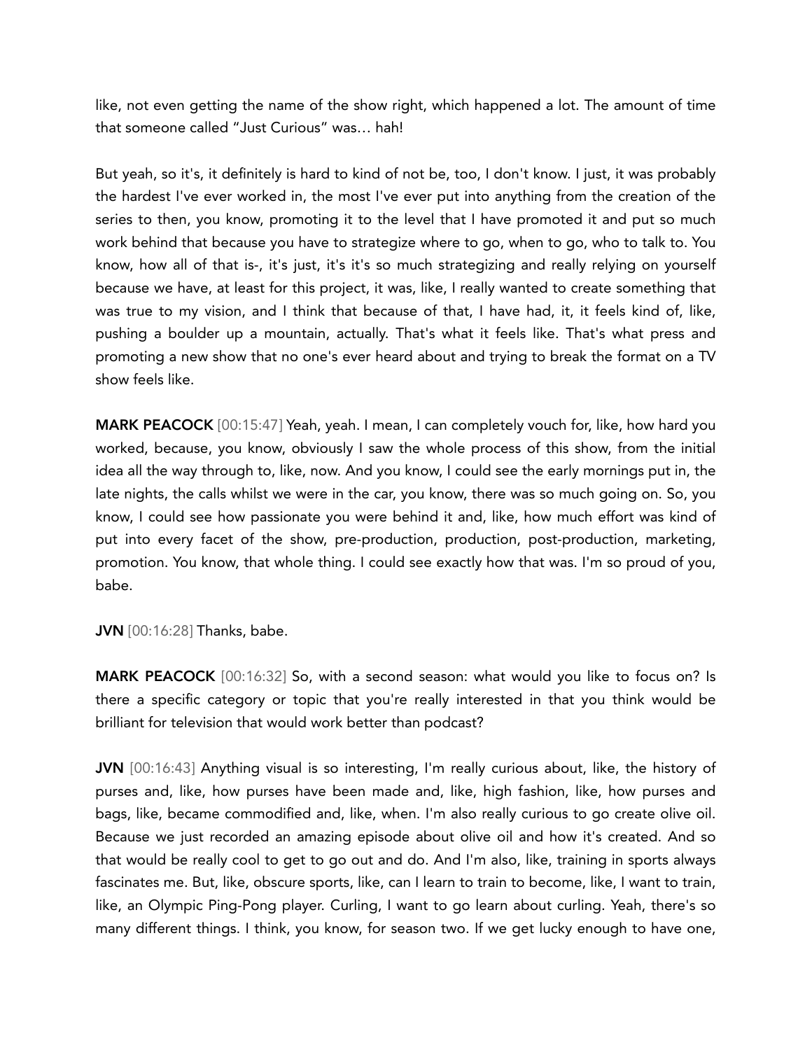like, not even getting the name of the show right, which happened a lot. The amount of time that someone called "Just Curious" was… hah!

But yeah, so it's, it definitely is hard to kind of not be, too, I don't know. I just, it was probably the hardest I've ever worked in, the most I've ever put into anything from the creation of the series to then, you know, promoting it to the level that I have promoted it and put so much work behind that because you have to strategize where to go, when to go, who to talk to. You know, how all of that is-, it's just, it's it's so much strategizing and really relying on yourself because we have, at least for this project, it was, like, I really wanted to create something that was true to my vision, and I think that because of that, I have had, it, it feels kind of, like, pushing a boulder up a mountain, actually. That's what it feels like. That's what press and promoting a new show that no one's ever heard about and trying to break the format on a TV show feels like.

**MARK PEACOCK** [00:15:47] Yeah, yeah. I mean, I can completely vouch for, like, how hard you worked, because, you know, obviously I saw the whole process of this show, from the initial idea all the way through to, like, now. And you know, I could see the early mornings put in, the late nights, the calls whilst we were in the car, you know, there was so much going on. So, you know, I could see how passionate you were behind it and, like, how much effort was kind of put into every facet of the show, pre-production, production, post-production, marketing, promotion. You know, that whole thing. I could see exactly how that was. I'm so proud of you, babe.

**JVN** [00:16:28] Thanks, babe.

**MARK PEACOCK** [00:16:32] So, with a second season: what would you like to focus on? Is there a specific category or topic that you're really interested in that you think would be brilliant for television that would work better than podcast?

**JVN** [00:16:43] Anything visual is so interesting, I'm really curious about, like, the history of purses and, like, how purses have been made and, like, high fashion, like, how purses and bags, like, became commodified and, like, when. I'm also really curious to go create olive oil. Because we just recorded an amazing episode about olive oil and how it's created. And so that would be really cool to get to go out and do. And I'm also, like, training in sports always fascinates me. But, like, obscure sports, like, can I learn to train to become, like, I want to train, like, an Olympic Ping-Pong player. Curling, I want to go learn about curling. Yeah, there's so many different things. I think, you know, for season two. If we get lucky enough to have one,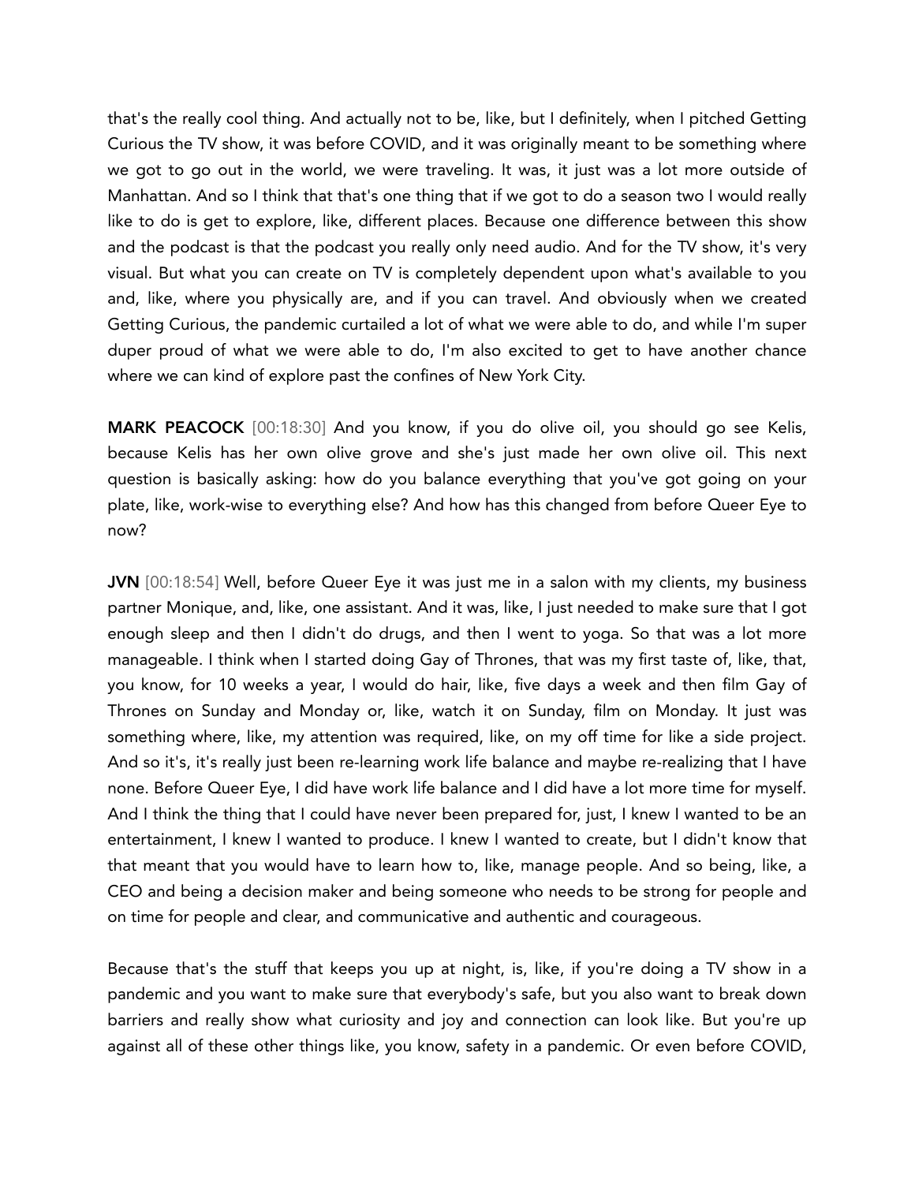that's the really cool thing. And actually not to be, like, but I definitely, when I pitched Getting Curious the TV show, it was before COVID, and it was originally meant to be something where we got to go out in the world, we were traveling. It was, it just was a lot more outside of Manhattan. And so I think that that's one thing that if we got to do a season two I would really like to do is get to explore, like, different places. Because one difference between this show and the podcast is that the podcast you really only need audio. And for the TV show, it's very visual. But what you can create on TV is completely dependent upon what's available to you and, like, where you physically are, and if you can travel. And obviously when we created Getting Curious, the pandemic curtailed a lot of what we were able to do, and while I'm super duper proud of what we were able to do, I'm also excited to get to have another chance where we can kind of explore past the confines of New York City.

**MARK PEACOCK** [00:18:30] And you know, if you do olive oil, you should go see Kelis, because Kelis has her own olive grove and she's just made her own olive oil. This next question is basically asking: how do you balance everything that you've got going on your plate, like, work-wise to everything else? And how has this changed from before Queer Eye to now?

**JVN** [00:18:54] Well, before Queer Eye it was just me in a salon with my clients, my business partner Monique, and, like, one assistant. And it was, like, I just needed to make sure that I got enough sleep and then I didn't do drugs, and then I went to yoga. So that was a lot more manageable. I think when I started doing Gay of Thrones, that was my first taste of, like, that, you know, for 10 weeks a year, I would do hair, like, five days a week and then film Gay of Thrones on Sunday and Monday or, like, watch it on Sunday, film on Monday. It just was something where, like, my attention was required, like, on my off time for like a side project. And so it's, it's really just been re-learning work life balance and maybe re-realizing that I have none. Before Queer Eye, I did have work life balance and I did have a lot more time for myself. And I think the thing that I could have never been prepared for, just, I knew I wanted to be an entertainment, I knew I wanted to produce. I knew I wanted to create, but I didn't know that that meant that you would have to learn how to, like, manage people. And so being, like, a CEO and being a decision maker and being someone who needs to be strong for people and on time for people and clear, and communicative and authentic and courageous.

Because that's the stuff that keeps you up at night, is, like, if you're doing a TV show in a pandemic and you want to make sure that everybody's safe, but you also want to break down barriers and really show what curiosity and joy and connection can look like. But you're up against all of these other things like, you know, safety in a pandemic. Or even before COVID,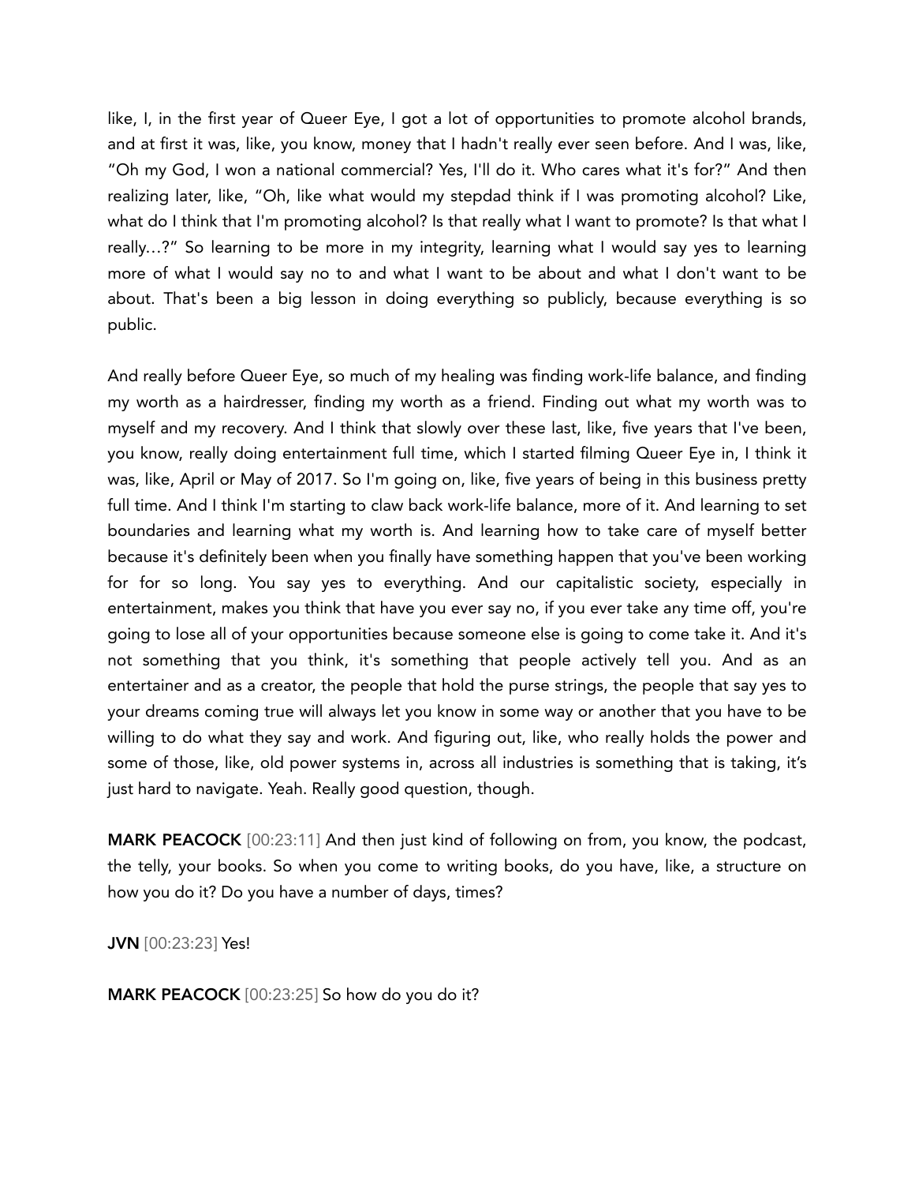like, I, in the first year of Queer Eye, I got a lot of opportunities to promote alcohol brands, and at first it was, like, you know, money that I hadn't really ever seen before. And I was, like, "Oh my God, I won a national commercial? Yes, I'll do it. Who cares what it's for?" And then realizing later, like, "Oh, like what would my stepdad think if I was promoting alcohol? Like, what do I think that I'm promoting alcohol? Is that really what I want to promote? Is that what I really…?" So learning to be more in my integrity, learning what I would say yes to learning more of what I would say no to and what I want to be about and what I don't want to be about. That's been a big lesson in doing everything so publicly, because everything is so public.

And really before Queer Eye, so much of my healing was finding work-life balance, and finding my worth as a hairdresser, finding my worth as a friend. Finding out what my worth was to myself and my recovery. And I think that slowly over these last, like, five years that I've been, you know, really doing entertainment full time, which I started filming Queer Eye in, I think it was, like, April or May of 2017. So I'm going on, like, five years of being in this business pretty full time. And I think I'm starting to claw back work-life balance, more of it. And learning to set boundaries and learning what my worth is. And learning how to take care of myself better because it's definitely been when you finally have something happen that you've been working for for so long. You say yes to everything. And our capitalistic society, especially in entertainment, makes you think that have you ever say no, if you ever take any time off, you're going to lose all of your opportunities because someone else is going to come take it. And it's not something that you think, it's something that people actively tell you. And as an entertainer and as a creator, the people that hold the purse strings, the people that say yes to your dreams coming true will always let you know in some way or another that you have to be willing to do what they say and work. And figuring out, like, who really holds the power and some of those, like, old power systems in, across all industries is something that is taking, it's just hard to navigate. Yeah. Really good question, though.

**MARK PEACOCK** [00:23:11] And then just kind of following on from, you know, the podcast, the telly, your books. So when you come to writing books, do you have, like, a structure on how you do it? Do you have a number of days, times?

**JVN** [00:23:23] Yes!

**MARK PEACOCK** [00:23:25] So how do you do it?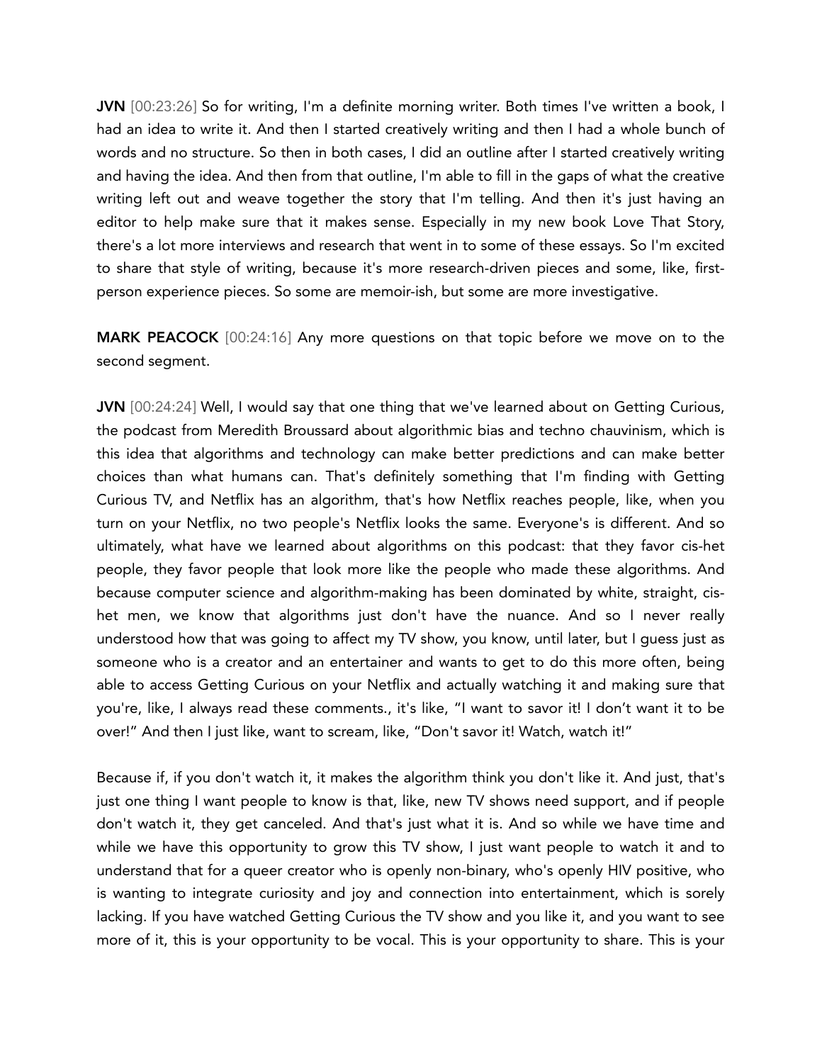**JVN** [00:23:26] So for writing, I'm a definite morning writer. Both times I've written a book, I had an idea to write it. And then I started creatively writing and then I had a whole bunch of words and no structure. So then in both cases, I did an outline after I started creatively writing and having the idea. And then from that outline, I'm able to fill in the gaps of what the creative writing left out and weave together the story that I'm telling. And then it's just having an editor to help make sure that it makes sense. Especially in my new book Love That Story, there's a lot more interviews and research that went in to some of these essays. So I'm excited to share that style of writing, because it's more research-driven pieces and some, like, first-person experience pieces. So some are memoir-ish, but some are more investigative.

**MARK PEACOCK** [00:24:16] Any more questions on that topic before we move on to the second segment.

**JVN** [00:24:24] Well, I would say that one thing that we've learned about on Getting Curious, the podcast from Meredith Broussard about algorithmic bias and techno chauvinism, which is this idea that algorithms and technology can make better predictions and can make better choices than what humans can. That's definitely something that I'm finding with Getting Curious TV, and Netflix has an algorithm, that's how Netflix reaches people, like, when you turn on your Netflix, no two people's Netflix looks the same. Everyone's is different. And so ultimately, what have we learned about algorithms on this podcast: that they favor cis-het people, they favor people that look more like the people who made these algorithms. And because computer science and algorithm-making has been dominated by white, straight, cis-het men, we know that algorithms just don't have the nuance. And so I never really understood how that was going to affect my TV show, you know, until later, but I guess just as someone who is a creator and an entertainer and wants to get to do this more often, being able to access Getting Curious on your Netflix and actually watching it and making sure that you're, like, I always read these comments., it's like, "I want to savor it! I don't want it to be over!" And then I just like, want to scream, like, "Don't savor it! Watch, watch it!"

Because if, if you don't watch it, it makes the algorithm think you don't like it. And just, that's just one thing I want people to know is that, like, new TV shows need support, and if people don't watch it, they get canceled. And that's just what it is. And so while we have time and while we have this opportunity to grow this TV show, I just want people to watch it and to understand that for a queer creator who is openly non-binary, who's openly HIV positive, who is wanting to integrate curiosity and joy and connection into entertainment, which is sorely lacking. If you have watched Getting Curious the TV show and you like it, and you want to see more of it, this is your opportunity to be vocal. This is your opportunity to share. This is your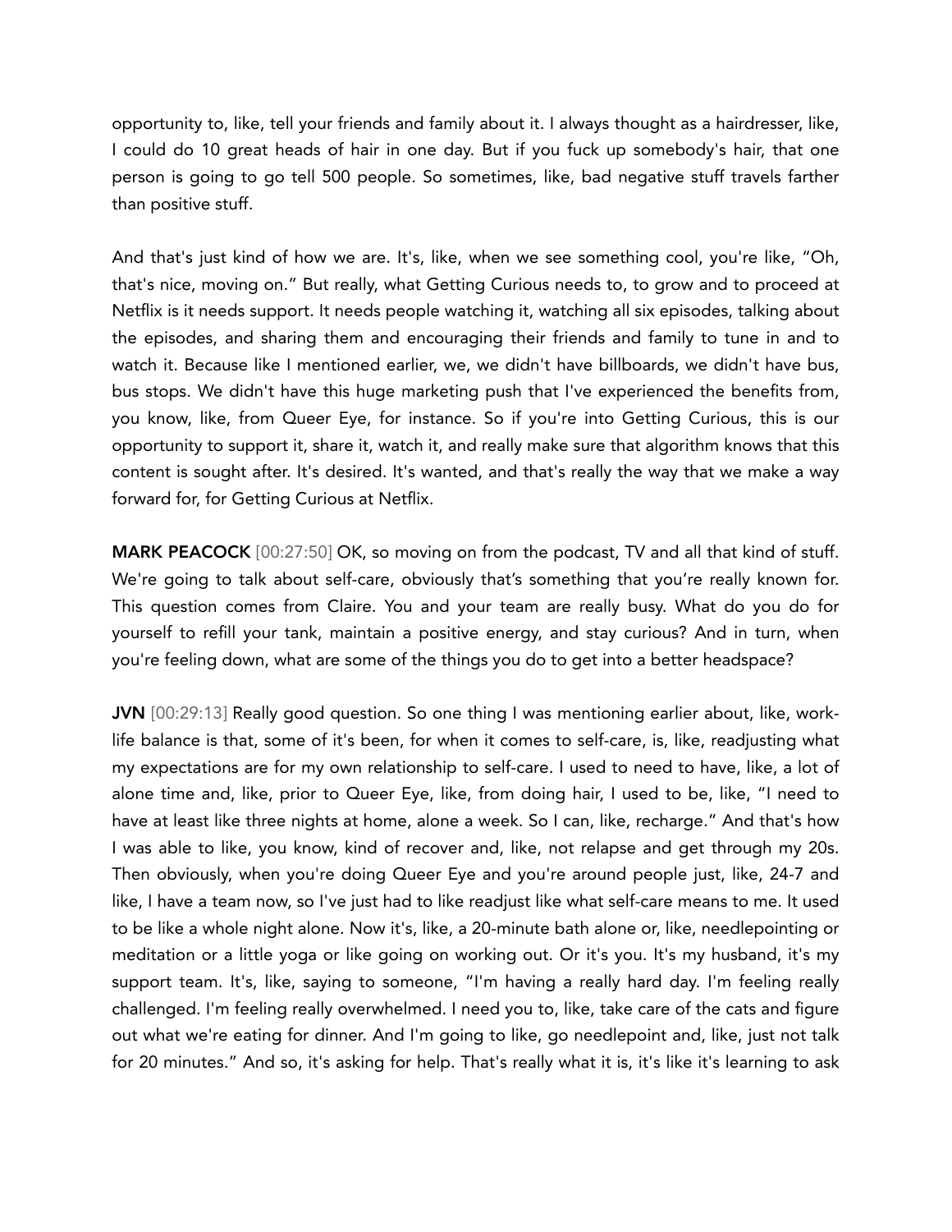opportunity to, like, tell your friends and family about it. I always thought as a hairdresser, like, I could do 10 great heads of hair in one day. But if you fuck up somebody's hair, that one person is going to go tell 500 people. So sometimes, like, bad negative stuff travels farther than positive stuff.

And that's just kind of how we are. It's, like, when we see something cool, you're like, "Oh, that's nice, moving on." But really, what Getting Curious needs to, to grow and to proceed at Netflix is it needs support. It needs people watching it, watching all six episodes, talking about the episodes, and sharing them and encouraging their friends and family to tune in and to watch it. Because like I mentioned earlier, we, we didn't have billboards, we didn't have bus, bus stops. We didn't have this huge marketing push that I've experienced the benefits from, you know, like, from Queer Eye, for instance. So if you're into Getting Curious, this is our opportunity to support it, share it, watch it, and really make sure that algorithm knows that this content is sought after. It's desired. It's wanted, and that's really the way that we make a way forward for, for Getting Curious at Netflix.

**MARK PEACOCK** [00:27:50] OK, so moving on from the podcast, TV and all that kind of stuff. We're going to talk about self-care, obviously that's something that you're really known for. This question comes from Claire. You and your team are really busy. What do you do for yourself to refill your tank, maintain a positive energy, and stay curious? And in turn, when you're feeling down, what are some of the things you do to get into a better headspace?

**JVN** [00:29:13] Really good question. So one thing I was mentioning earlier about, like, work-life balance is that, some of it's been, for when it comes to self-care, is, like, readjusting what my expectations are for my own relationship to self-care. I used to need to have, like, a lot of alone time and, like, prior to Queer Eye, like, from doing hair, I used to be, like, "I need to have at least like three nights at home, alone a week. So I can, like, recharge." And that's how I was able to like, you know, kind of recover and, like, not relapse and get through my 20s. Then obviously, when you're doing Queer Eye and you're around people just, like, 24-7 and like, I have a team now, so I've just had to like readjust like what self-care means to me. It used to be like a whole night alone. Now it's, like, a 20-minute bath alone or, like, needlepointing or meditation or a little yoga or like going on working out. Or it's you. It's my husband, it's my support team. It's, like, saying to someone, "I'm having a really hard day. I'm feeling really challenged. I'm feeling really overwhelmed. I need you to, like, take care of the cats and figure out what we're eating for dinner. And I'm going to like, go needlepoint and, like, just not talk for 20 minutes." And so, it's asking for help. That's really what it is, it's like it's learning to ask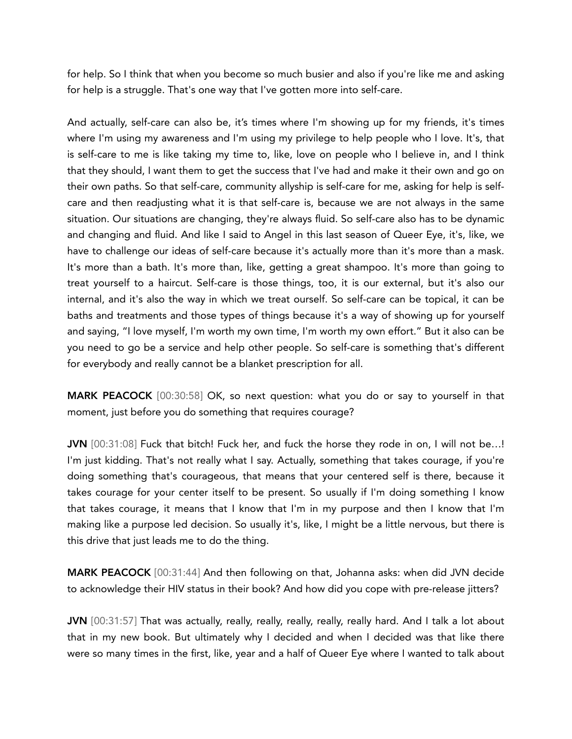for help. So I think that when you become so much busier and also if you're like me and asking for help is a struggle. That's one way that I've gotten more into self-care.

And actually, self-care can also be, it's times where I'm showing up for my friends, it's times where I'm using my awareness and I'm using my privilege to help people who I love. It's, that is self-care to me is like taking my time to, like, love on people who I believe in, and I think that they should, I want them to get the success that I've had and make it their own and go on their own paths. So that self-care, community allyship is self-care for me, asking for help is self-care and then readjusting what it is that self-care is, because we are not always in the same situation. Our situations are changing, they're always fluid. So self-care also has to be dynamic and changing and fluid. And like I said to Angel in this last season of Queer Eye, it's, like, we have to challenge our ideas of self-care because it's actually more than it's more than a mask. It's more than a bath. It's more than, like, getting a great shampoo. It's more than going to treat yourself to a haircut. Self-care is those things, too, it is our external, but it's also our internal, and it's also the way in which we treat ourself. So self-care can be topical, it can be baths and treatments and those types of things because it's a way of showing up for yourself and saying, "I love myself, I'm worth my own time, I'm worth my own effort." But it also can be you need to go be a service and help other people. So self-care is something that's different for everybody and really cannot be a blanket prescription for all.

**MARK PEACOCK** [00:30:58] OK, so next question: what you do or say to yourself in that moment, just before you do something that requires courage?

**JVN** [00:31:08] Fuck that bitch! Fuck her, and fuck the horse they rode in on, I will not be…! I'm just kidding. That's not really what I say. Actually, something that takes courage, if you're doing something that's courageous, that means that your centered self is there, because it takes courage for your center itself to be present. So usually if I'm doing something I know that takes courage, it means that I know that I'm in my purpose and then I know that I'm making like a purpose led decision. So usually it's, like, I might be a little nervous, but there is this drive that just leads me to do the thing.

**MARK PEACOCK** [00:31:44] And then following on that, Johanna asks: when did JVN decide to acknowledge their HIV status in their book? And how did you cope with pre-release jitters?

**JVN** [00:31:57] That was actually, really, really, really, really, really hard. And I talk a lot about that in my new book. But ultimately why I decided and when I decided was that like there were so many times in the first, like, year and a half of Queer Eye where I wanted to talk about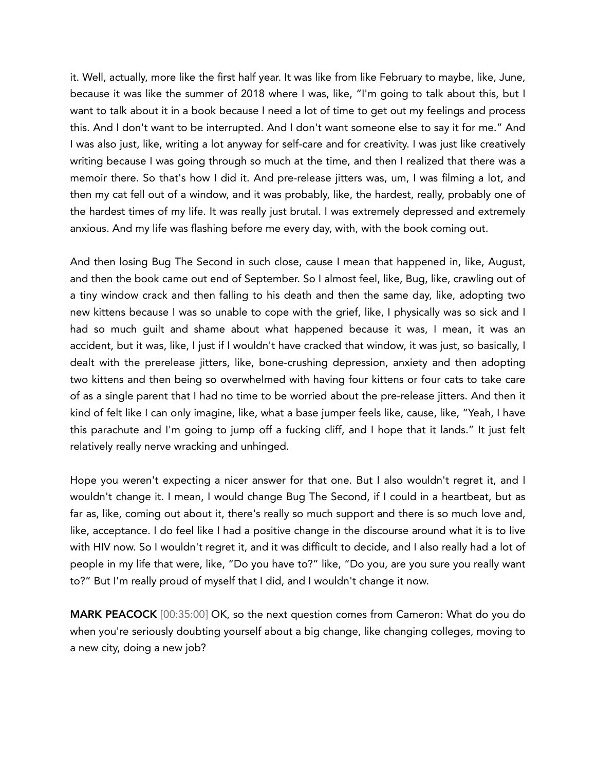it. Well, actually, more like the first half year. It was like from like February to maybe, like, June, because it was like the summer of 2018 where I was, like, "I'm going to talk about this, but I want to talk about it in a book because I need a lot of time to get out my feelings and process this. And I don't want to be interrupted. And I don't want someone else to say it for me." And I was also just, like, writing a lot anyway for self-care and for creativity. I was just like creatively writing because I was going through so much at the time, and then I realized that there was a memoir there. So that's how I did it. And pre-release jitters was, um, I was filming a lot, and then my cat fell out of a window, and it was probably, like, the hardest, really, probably one of the hardest times of my life. It was really just brutal. I was extremely depressed and extremely anxious. And my life was flashing before me every day, with, with the book coming out.

And then losing Bug The Second in such close, cause I mean that happened in, like, August, and then the book came out end of September. So I almost feel, like, Bug, like, crawling out of a tiny window crack and then falling to his death and then the same day, like, adopting two new kittens because I was so unable to cope with the grief, like, I physically was so sick and I had so much guilt and shame about what happened because it was, I mean, it was an accident, but it was, like, I just if I wouldn't have cracked that window, it was just, so basically, I dealt with the prerelease jitters, like, bone-crushing depression, anxiety and then adopting two kittens and then being so overwhelmed with having four kittens or four cats to take care of as a single parent that I had no time to be worried about the pre-release jitters. And then it kind of felt like I can only imagine, like, what a base jumper feels like, cause, like, "Yeah, I have this parachute and I'm going to jump off a fucking cliff, and I hope that it lands." It just felt relatively really nerve wracking and unhinged.

Hope you weren't expecting a nicer answer for that one. But I also wouldn't regret it, and I wouldn't change it. I mean, I would change Bug The Second, if I could in a heartbeat, but as far as, like, coming out about it, there's really so much support and there is so much love and, like, acceptance. I do feel like I had a positive change in the discourse around what it is to live with HIV now. So I wouldn't regret it, and it was difficult to decide, and I also really had a lot of people in my life that were, like, "Do you have to?" like, "Do you, are you sure you really want to?" But I'm really proud of myself that I did, and I wouldn't change it now.

**MARK PEACOCK** [00:35:00] OK, so the next question comes from Cameron: What do you do when you're seriously doubting yourself about a big change, like changing colleges, moving to a new city, doing a new job?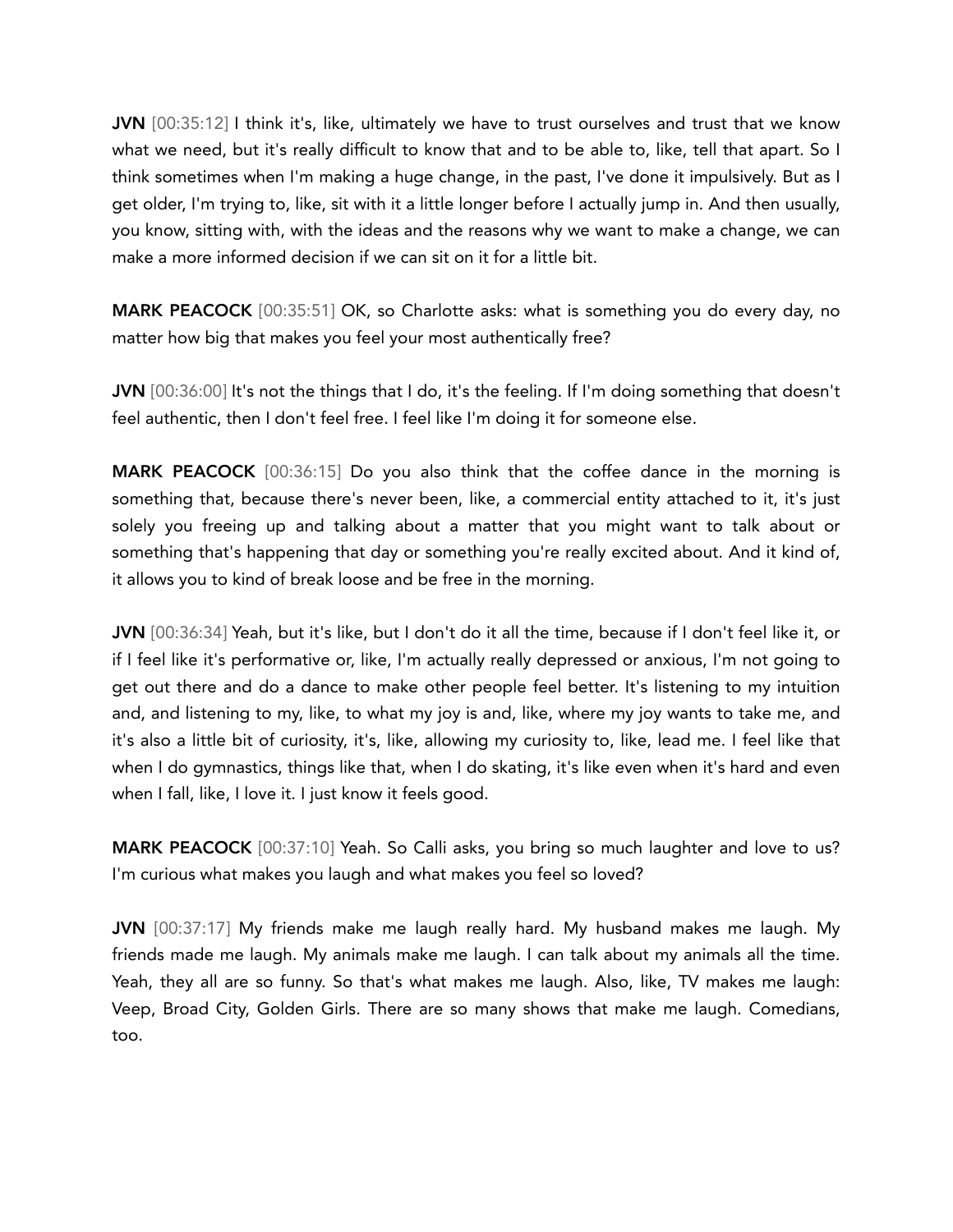**JVN** [00:35:12] I think it's, like, ultimately we have to trust ourselves and trust that we know what we need, but it's really difficult to know that and to be able to, like, tell that apart. So I think sometimes when I'm making a huge change, in the past, I've done it impulsively. But as I get older, I'm trying to, like, sit with it a little longer before I actually jump in. And then usually, you know, sitting with, with the ideas and the reasons why we want to make a change, we can make a more informed decision if we can sit on it for a little bit.

**MARK PEACOCK** [00:35:51] OK, so Charlotte asks: what is something you do every day, no matter how big that makes you feel your most authentically free?

**JVN** [00:36:00] It's not the things that I do, it's the feeling. If I'm doing something that doesn't feel authentic, then I don't feel free. I feel like I'm doing it for someone else.

**MARK PEACOCK** [00:36:15] Do you also think that the coffee dance in the morning is something that, because there's never been, like, a commercial entity attached to it, it's just solely you freeing up and talking about a matter that you might want to talk about or something that's happening that day or something you're really excited about. And it kind of, it allows you to kind of break loose and be free in the morning.

**JVN** [00:36:34] Yeah, but it's like, but I don't do it all the time, because if I don't feel like it, or if I feel like it's performative or, like, I'm actually really depressed or anxious, I'm not going to get out there and do a dance to make other people feel better. It's listening to my intuition and, and listening to my, like, to what my joy is and, like, where my joy wants to take me, and it's also a little bit of curiosity, it's, like, allowing my curiosity to, like, lead me. I feel like that when I do gymnastics, things like that, when I do skating, it's like even when it's hard and even when I fall, like, I love it. I just know it feels good.

**MARK PEACOCK** [00:37:10] Yeah. So Calli asks, you bring so much laughter and love to us? I'm curious what makes you laugh and what makes you feel so loved?

**JVN** [00:37:17] My friends make me laugh really hard. My husband makes me laugh. My friends made me laugh. My animals make me laugh. I can talk about my animals all the time. Yeah, they all are so funny. So that's what makes me laugh. Also, like, TV makes me laugh: Veep, Broad City, Golden Girls. There are so many shows that make me laugh. Comedians, too.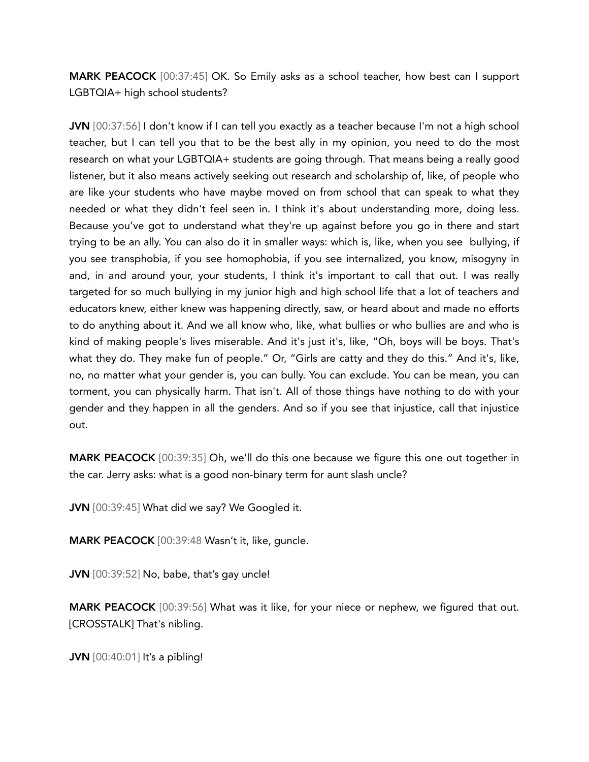**MARK PEACOCK** [00:37:45] OK. So Emily asks as a school teacher, how best can I support LGBTQIA+ high school students?

**JVN** [00:37:56] I don't know if I can tell you exactly as a teacher because I'm not a high school teacher, but I can tell you that to be the best ally in my opinion, you need to do the most research on what your LGBTQIA+ students are going through. That means being a really good listener, but it also means actively seeking out research and scholarship of, like, of people who are like your students who have maybe moved on from school that can speak to what they needed or what they didn't feel seen in. I think it's about understanding more, doing less. Because you've got to understand what they're up against before you go in there and start trying to be an ally. You can also do it in smaller ways: which is, like, when you see bullying, if you see transphobia, if you see homophobia, if you see internalized, you know, misogyny in and, in and around your, your students, I think it's important to call that out. I was really targeted for so much bullying in my junior high and high school life that a lot of teachers and educators knew, either knew was happening directly, saw, or heard about and made no efforts to do anything about it. And we all know who, like, what bullies or who bullies are and who is kind of making people's lives miserable. And it's just it's, like, "Oh, boys will be boys. That's what they do. They make fun of people." Or, "Girls are catty and they do this." And it's, like, no, no matter what your gender is, you can bully. You can exclude. You can be mean, you can torment, you can physically harm. That isn't. All of those things have nothing to do with your gender and they happen in all the genders. And so if you see that injustice, call that injustice out.

**MARK PEACOCK** [00:39:35] Oh, we'll do this one because we figure this one out together in the car. Jerry asks: what is a good non-binary term for aunt slash uncle?

**JVN** [00:39:45] What did we say? We Googled it.

**MARK PEACOCK** [00:39:48 Wasn't it, like, guncle.

**JVN** [00:39:52] No, babe, that's gay uncle!

**MARK PEACOCK** [00:39:56] What was it like, for your niece or nephew, we figured that out. [CROSSTALK] That's nibling.

**JVN** [00:40:01] It's a pibling!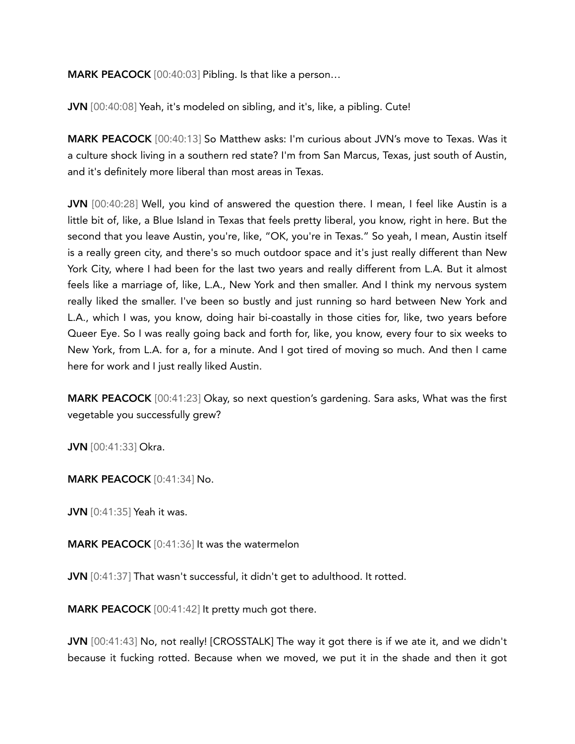**MARK PEACOCK** [00:40:03] Pibling. Is that like a person…

**JVN** [00:40:08] Yeah, it's modeled on sibling, and it's, like, a pibling. Cute!

**MARK PEACOCK** [00:40:13] So Matthew asks: I'm curious about JVN's move to Texas. Was it a culture shock living in a southern red state? I'm from San Marcus, Texas, just south of Austin, and it's definitely more liberal than most areas in Texas.

**JVN** [00:40:28] Well, you kind of answered the question there. I mean, I feel like Austin is a little bit of, like, a Blue Island in Texas that feels pretty liberal, you know, right in here. But the second that you leave Austin, you're, like, "OK, you're in Texas." So yeah, I mean, Austin itself is a really green city, and there's so much outdoor space and it's just really different than New York City, where I had been for the last two years and really different from L.A. But it almost feels like a marriage of, like, L.A., New York and then smaller. And I think my nervous system really liked the smaller. I've been so bustly and just running so hard between New York and L.A., which I was, you know, doing hair bi-coastally in those cities for, like, two years before Queer Eye. So I was really going back and forth for, like, you know, every four to six weeks to New York, from L.A. for a, for a minute. And I got tired of moving so much. And then I came here for work and I just really liked Austin.

**MARK PEACOCK** [00:41:23] Okay, so next question's gardening. Sara asks, What was the first vegetable you successfully grew?

**JVN** [00:41:33] Okra.

**MARK PEACOCK** [0:41:34] No.

**JVN** [0:41:35] Yeah it was.

**MARK PEACOCK** [0:41:36] It was the watermelon

**JVN** [0:41:37] That wasn't successful, it didn't get to adulthood. It rotted.

**MARK PEACOCK** [00:41:42] It pretty much got there.

**JVN** [00:41:43] No, not really! [CROSSTALK] The way it got there is if we ate it, and we didn't because it fucking rotted. Because when we moved, we put it in the shade and then it got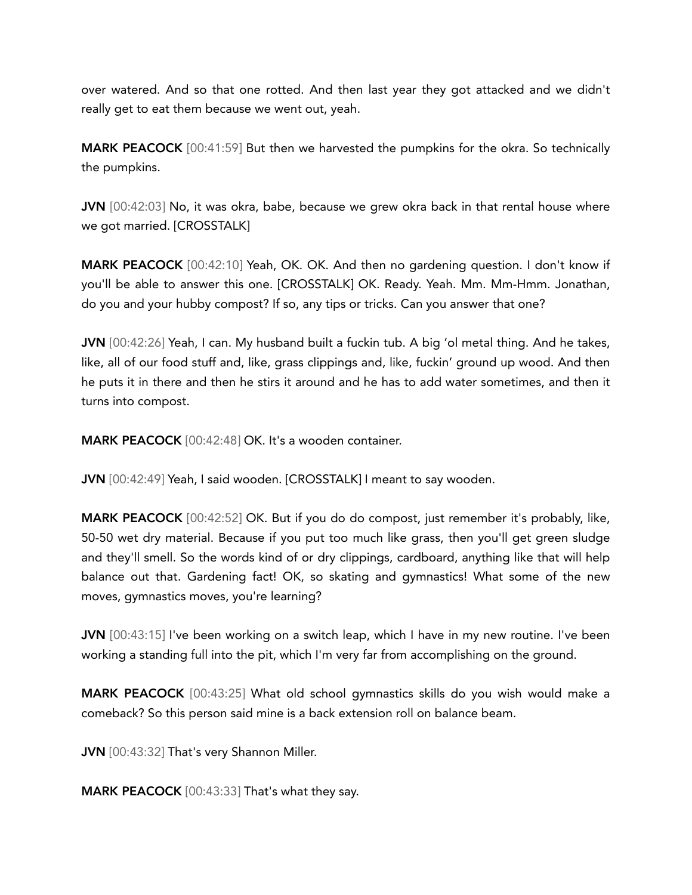over watered. And so that one rotted. And then last year they got attacked and we didn't really get to eat them because we went out, yeah.

**MARK PEACOCK** [00:41:59] But then we harvested the pumpkins for the okra. So technically the pumpkins.

**JVN** [00:42:03] No, it was okra, babe, because we grew okra back in that rental house where we got married. [CROSSTALK]

**MARK PEACOCK** [00:42:10] Yeah, OK. OK. And then no gardening question. I don't know if you'll be able to answer this one. [CROSSTALK] OK. Ready. Yeah. Mm. Mm-Hmm. Jonathan, do you and your hubby compost? If so, any tips or tricks. Can you answer that one?

**JVN** [00:42:26] Yeah, I can. My husband built a fuckin tub. A big 'ol metal thing. And he takes, like, all of our food stuff and, like, grass clippings and, like, fuckin' ground up wood. And then he puts it in there and then he stirs it around and he has to add water sometimes, and then it turns into compost.

**MARK PEACOCK** [00:42:48] OK. It's a wooden container.

**JVN** [00:42:49] Yeah, I said wooden. [CROSSTALK] I meant to say wooden.

**MARK PEACOCK** [00:42:52] OK. But if you do do compost, just remember it's probably, like, 50-50 wet dry material. Because if you put too much like grass, then you'll get green sludge and they'll smell. So the words kind of or dry clippings, cardboard, anything like that will help balance out that. Gardening fact! OK, so skating and gymnastics! What some of the new moves, gymnastics moves, you're learning?

**JVN** [00:43:15] I've been working on a switch leap, which I have in my new routine. I've been working a standing full into the pit, which I'm very far from accomplishing on the ground.

**MARK PEACOCK** [00:43:25] What old school gymnastics skills do you wish would make a comeback? So this person said mine is a back extension roll on balance beam.

**JVN** [00:43:32] That's very Shannon Miller.

**MARK PEACOCK** [00:43:33] That's what they say.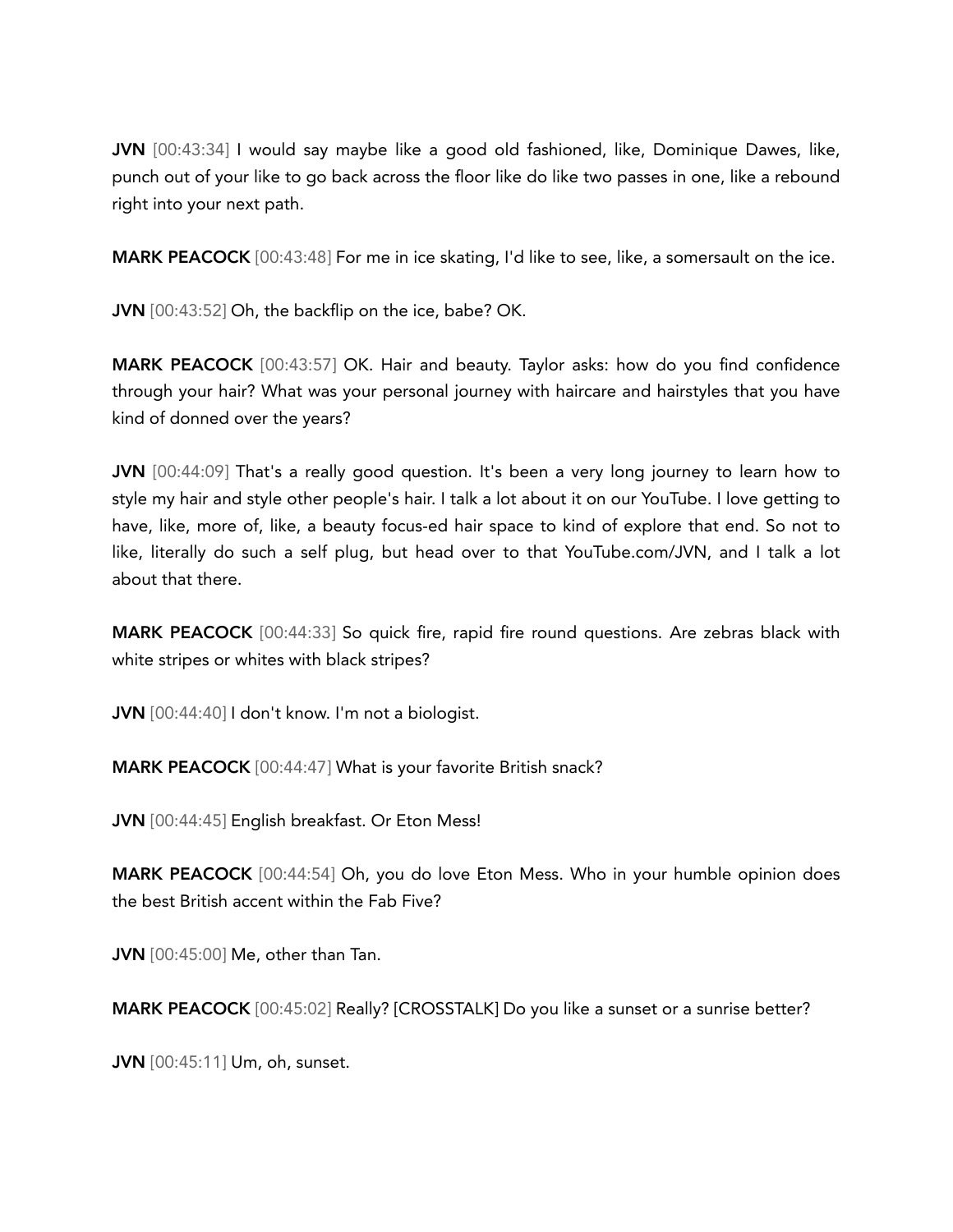**JVN** [00:43:34] I would say maybe like a good old fashioned, like, Dominique Dawes, like, punch out of your like to go back across the floor like do like two passes in one, like a rebound right into your next path.

**MARK PEACOCK** [00:43:48] For me in ice skating, I'd like to see, like, a somersault on the ice.

**JVN** [00:43:52] Oh, the backflip on the ice, babe? OK.

**MARK PEACOCK** [00:43:57] OK. Hair and beauty. Taylor asks: how do you find confidence through your hair? What was your personal journey with haircare and hairstyles that you have kind of donned over the years?

**JVN** [00:44:09] That's a really good question. It's been a very long journey to learn how to style my hair and style other people's hair. I talk a lot about it on our YouTube. I love getting to have, like, more of, like, a beauty focus-ed hair space to kind of explore that end. So not to like, literally do such a self plug, but head over to that YouTube.com/JVN, and I talk a lot about that there.

**MARK PEACOCK** [00:44:33] So quick fire, rapid fire round questions. Are zebras black with white stripes or whites with black stripes?

**JVN** [00:44:40] I don't know. I'm not a biologist.

**MARK PEACOCK** [00:44:47] What is your favorite British snack?

**JVN** [00:44:45] English breakfast. Or Eton Mess!

**MARK PEACOCK** [00:44:54] Oh, you do love Eton Mess. Who in your humble opinion does the best British accent within the Fab Five?

**JVN** [00:45:00] Me, other than Tan.

**MARK PEACOCK** [00:45:02] Really? [CROSSTALK] Do you like a sunset or a sunrise better?

**JVN** [00:45:11] Um, oh, sunset.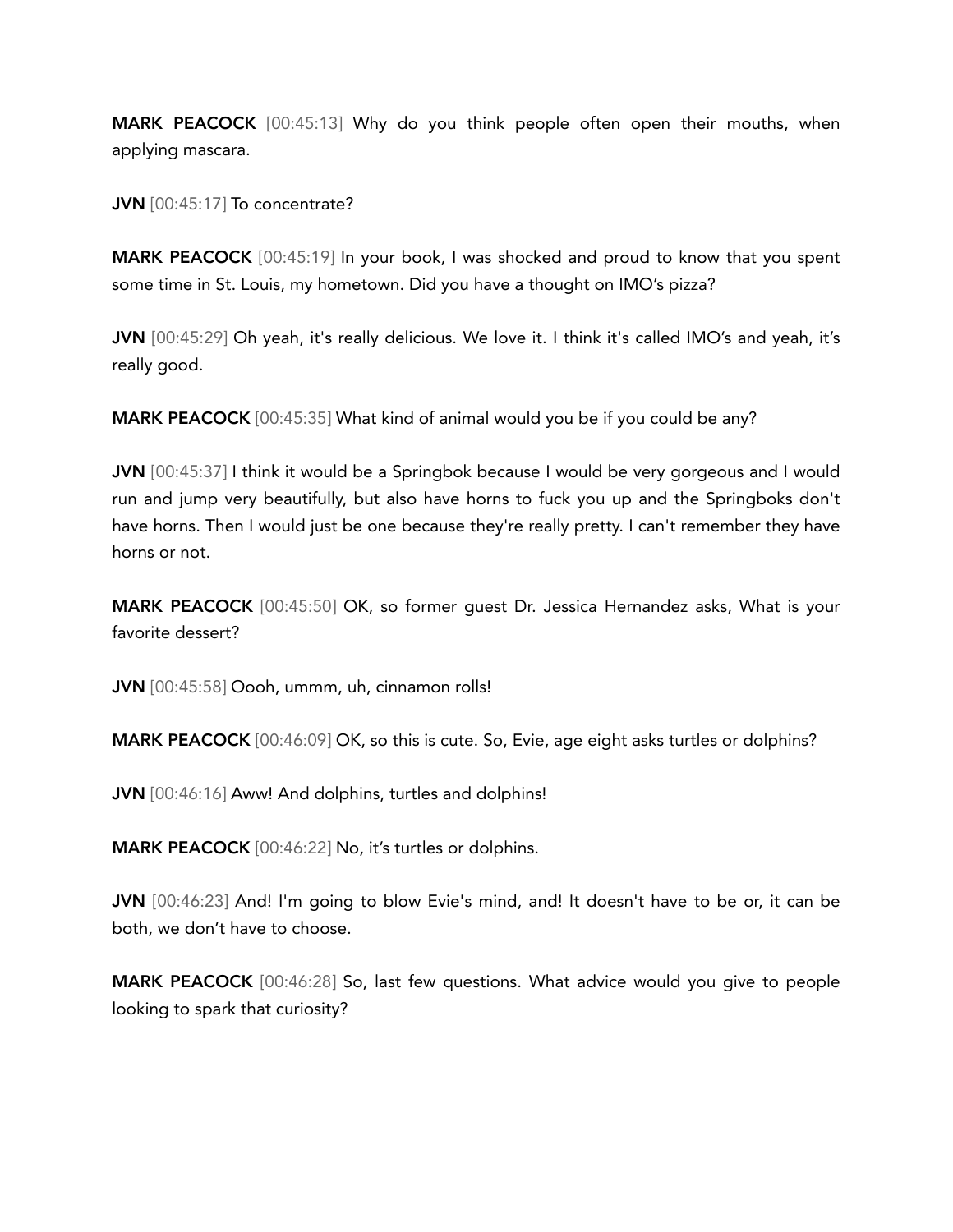**MARK PEACOCK** [00:45:13] Why do you think people often open their mouths, when applying mascara.

**JVN** [00:45:17] To concentrate?

**MARK PEACOCK** [00:45:19] In your book, I was shocked and proud to know that you spent some time in St. Louis, my hometown. Did you have a thought on IMO's pizza?

**JVN** [00:45:29] Oh yeah, it's really delicious. We love it. I think it's called IMO's and yeah, it's really good.

**MARK PEACOCK** [00:45:35] What kind of animal would you be if you could be any?

**JVN** [00:45:37] I think it would be a Springbok because I would be very gorgeous and I would run and jump very beautifully, but also have horns to fuck you up and the Springboks don't have horns. Then I would just be one because they're really pretty. I can't remember they have horns or not.

**MARK PEACOCK** [00:45:50] OK, so former guest Dr. Jessica Hernandez asks, What is your favorite dessert?

**JVN** [00:45:58] Oooh, ummm, uh, cinnamon rolls!

**MARK PEACOCK** [00:46:09] OK, so this is cute. So, Evie, age eight asks turtles or dolphins?

**JVN** [00:46:16] Aww! And dolphins, turtles and dolphins!

**MARK PEACOCK** [00:46:22] No, it's turtles or dolphins.

**JVN** [00:46:23] And! I'm going to blow Evie's mind, and! It doesn't have to be or, it can be both, we don't have to choose.

**MARK PEACOCK** [00:46:28] So, last few questions. What advice would you give to people looking to spark that curiosity?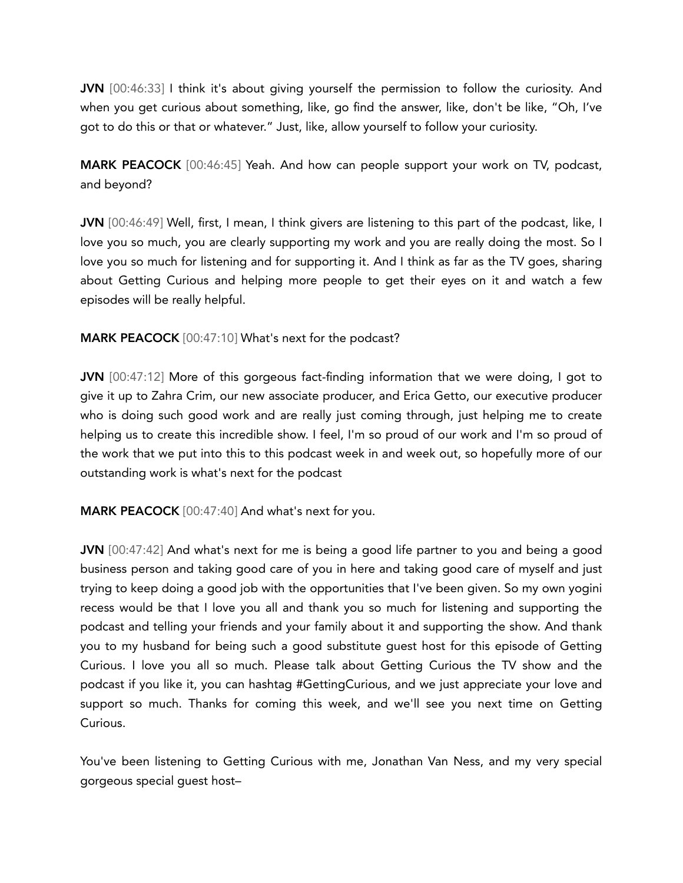**JVN** [00:46:33] I think it's about giving yourself the permission to follow the curiosity. And when you get curious about something, like, go find the answer, like, don't be like, "Oh, I've got to do this or that or whatever." Just, like, allow yourself to follow your curiosity.

**MARK PEACOCK** [00:46:45] Yeah. And how can people support your work on TV, podcast, and beyond?

**JVN** [00:46:49] Well, first, I mean, I think givers are listening to this part of the podcast, like, I love you so much, you are clearly supporting my work and you are really doing the most. So I love you so much for listening and for supporting it. And I think as far as the TV goes, sharing about Getting Curious and helping more people to get their eyes on it and watch a few episodes will be really helpful.

**MARK PEACOCK** [00:47:10] What's next for the podcast?

**JVN** [00:47:12] More of this gorgeous fact-finding information that we were doing, I got to give it up to Zahra Crim, our new associate producer, and Erica Getto, our executive producer who is doing such good work and are really just coming through, just helping me to create helping us to create this incredible show. I feel, I'm so proud of our work and I'm so proud of the work that we put into this to this podcast week in and week out, so hopefully more of our outstanding work is what's next for the podcast

**MARK PEACOCK** [00:47:40] And what's next for you.

**JVN** [00:47:42] And what's next for me is being a good life partner to you and being a good business person and taking good care of you in here and taking good care of myself and just trying to keep doing a good job with the opportunities that I've been given. So my own yogini recess would be that I love you all and thank you so much for listening and supporting the podcast and telling your friends and your family about it and supporting the show. And thank you to my husband for being such a good substitute guest host for this episode of Getting Curious. I love you all so much. Please talk about Getting Curious the TV show and the podcast if you like it, you can hashtag #GettingCurious, and we just appreciate your love and support so much. Thanks for coming this week, and we'll see you next time on Getting Curious.

You've been listening to Getting Curious with me, Jonathan Van Ness, and my very special gorgeous special guest host–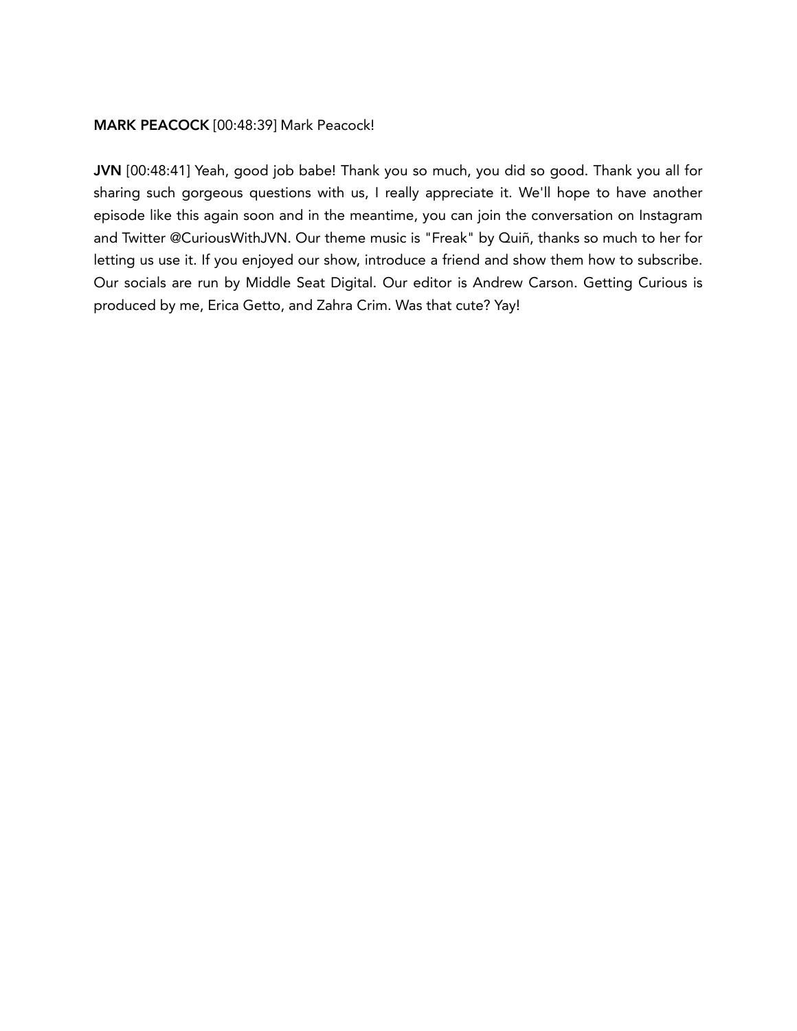**MARK PEACOCK** [00:48:39] Mark Peacock!

**JVN** [00:48:41] Yeah, good job babe! Thank you so much, you did so good. Thank you all for sharing such gorgeous questions with us, I really appreciate it. We'll hope to have another episode like this again soon and in the meantime, you can join the conversation on Instagram and Twitter @CuriousWithJVN. Our theme music is "Freak" by Quiñ, thanks so much to her for letting us use it. If you enjoyed our show, introduce a friend and show them how to subscribe. Our socials are run by Middle Seat Digital. Our editor is Andrew Carson. Getting Curious is produced by me, Erica Getto, and Zahra Crim. Was that cute? Yay!